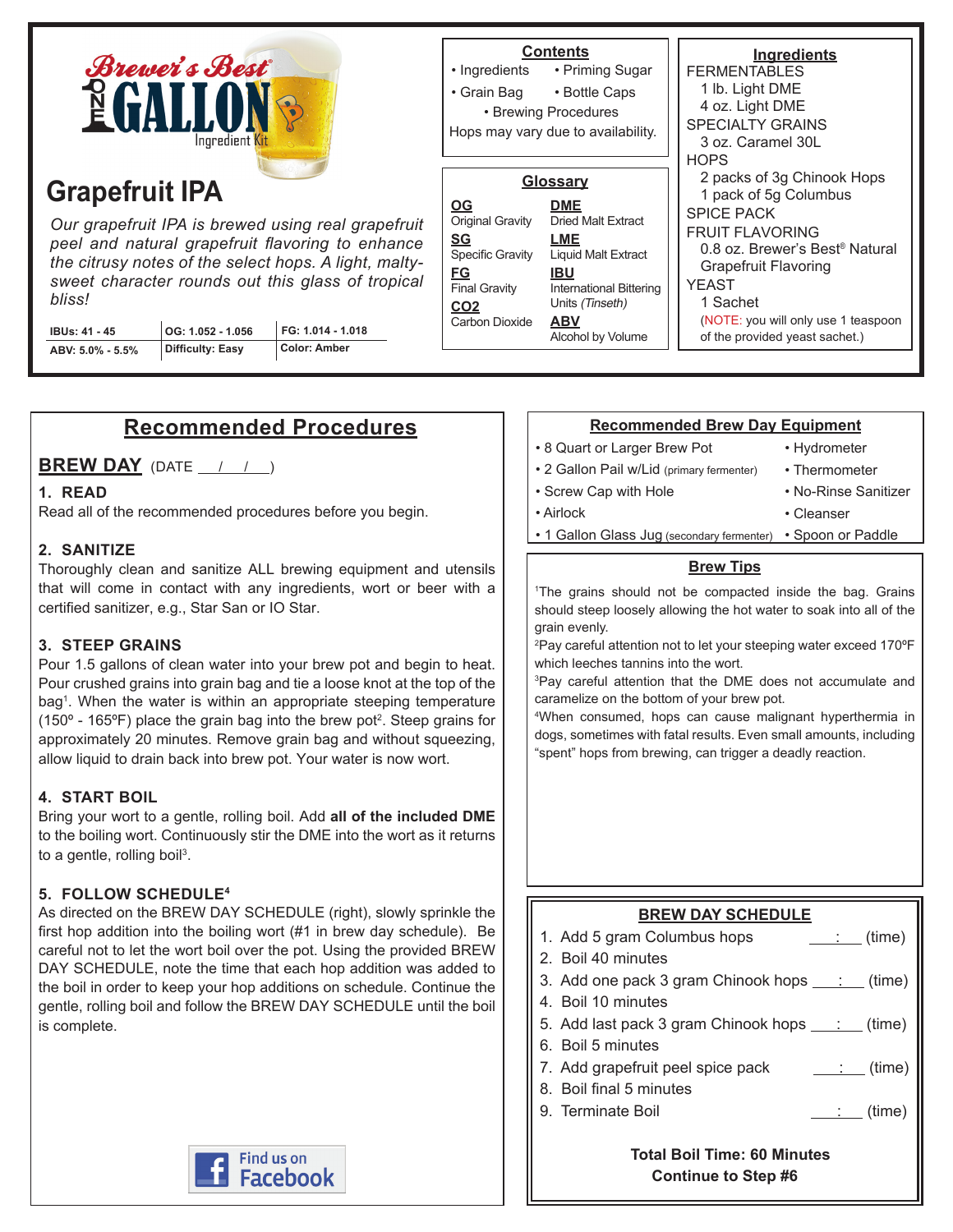Brewer's Best ONE GALLON Ingredient Kit

# Grapefruit IPA

*Our grapefruit IPA is brewed using real grapefruit peel and natural grapefruit flavoring to enhance the citrusy notes of the select hops. A light, malty-sweet character rounds out this glass of tropical bliss!*

| IBUs: 41 - 45 | OG: 1.052 - 1.056 | FG: 1.014 - 1.018 |
|---|---|---|
| ABV: 5.0% - 5.5% | Difficulty: Easy | Color: Amber |

## Contents

- Ingredients
- Priming Sugar
- Grain Bag
- Bottle Caps
- Brewing Procedures

Hops may vary due to availability.

## Glossary

**OG** Original Gravity
**SG** Specific Gravity
**FG** Final Gravity
**CO2** Carbon Dioxide
**DME** Dried Malt Extract
**LME** Liquid Malt Extract
**IBU** International Bittering Units *(Tinseth)*
**ABV** Alcohol by Volume

## Ingredients

FERMENTABLES
- 1 lb. Light DME
- 4 oz. Light DME

SPECIALTY GRAINS
- 3 oz. Caramel 30L

HOPS
- 2 packs of 3g Chinook Hops
- 1 pack of 5g Columbus

SPICE PACK

FRUIT FLAVORING
- 0.8 oz. Brewer's Best® Natural Grapefruit Flavoring

YEAST
- 1 Sachet

(NOTE: you will only use 1 teaspoon of the provided yeast sachet.)

# Recommended Procedures

## BREW DAY (DATE ___/___/___)

**1. READ**
Read all of the recommended procedures before you begin.

**2. SANITIZE**
Thoroughly clean and sanitize ALL brewing equipment and utensils that will come in contact with any ingredients, wort or beer with a certified sanitizer, e.g., Star San or IO Star.

**3. STEEP GRAINS**
Pour 1.5 gallons of clean water into your brew pot and begin to heat. Pour crushed grains into grain bag and tie a loose knot at the top of the bag[1]. When the water is within an appropriate steeping temperature (150º - 165ºF) place the grain bag into the brew pot[2]. Steep grains for approximately 20 minutes. Remove grain bag and without squeezing, allow liquid to drain back into brew pot. Your water is now wort.

**4. START BOIL**
Bring your wort to a gentle, rolling boil. Add **all of the included DME** to the boiling wort. Continuously stir the DME into the wort as it returns to a gentle, rolling boil[3].

**5. FOLLOW SCHEDULE[4]**
As directed on the BREW DAY SCHEDULE (right), slowly sprinkle the first hop addition into the boiling wort (#1 in brew day schedule). Be careful not to let the wort boil over the pot. Using the provided BREW DAY SCHEDULE, note the time that each hop addition was added to the boil in order to keep your hop additions on schedule. Continue the gentle, rolling boil and follow the BREW DAY SCHEDULE until the boil is complete.

Find us on Facebook

## Recommended Brew Day Equipment

- 8 Quart or Larger Brew Pot
- 2 Gallon Pail w/Lid (primary fermenter)
- Screw Cap with Hole
- Airlock
- 1 Gallon Glass Jug (secondary fermenter)
- Hydrometer
- Thermometer
- No-Rinse Sanitizer
- Cleanser
- Spoon or Paddle

## Brew Tips

[1]The grains should not be compacted inside the bag. Grains should steep loosely allowing the hot water to soak into all of the grain evenly.
[2]Pay careful attention not to let your steeping water exceed 170ºF which leeches tannins into the wort.
[3]Pay careful attention that the DME does not accumulate and caramelize on the bottom of your brew pot.
[4]When consumed, hops can cause malignant hyperthermia in dogs, sometimes with fatal results. Even small amounts, including "spent" hops from brewing, can trigger a deadly reaction.

## BREW DAY SCHEDULE

1. Add 5 gram Columbus hops ___:___ (time)
2. Boil 40 minutes
3. Add one pack 3 gram Chinook hops ___:___ (time)
4. Boil 10 minutes
5. Add last pack 3 gram Chinook hops ___:___ (time)
6. Boil 5 minutes
7. Add grapefruit peel spice pack ___:___ (time)
8. Boil final 5 minutes
9. Terminate Boil ___:___ (time)

**Total Boil Time: 60 Minutes**
**Continue to Step #6**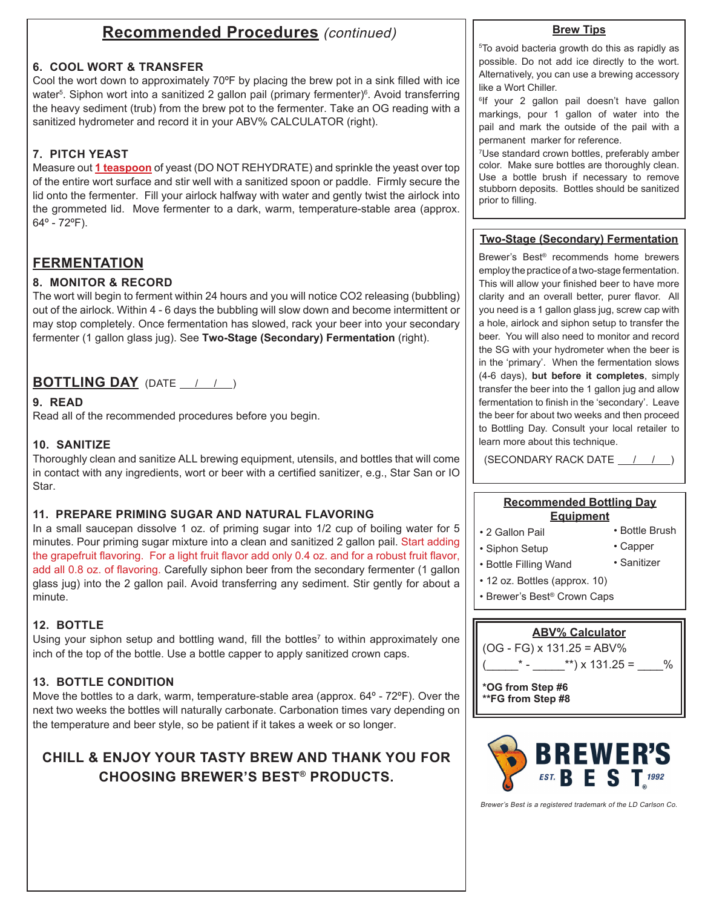# Recommended Procedures *(continued)*

### 6. COOL WORT & TRANSFER

Cool the wort down to approximately 70ºF by placing the brew pot in a sink filled with ice water[5]. Siphon wort into a sanitized 2 gallon pail (primary fermenter)[6]. Avoid transferring the heavy sediment (trub) from the brew pot to the fermenter. Take an OG reading with a sanitized hydrometer and record it in your ABV% CALCULATOR (right).

### 7. PITCH YEAST

Measure out **1 teaspoon** of yeast (DO NOT REHYDRATE) and sprinkle the yeast over top of the entire wort surface and stir well with a sanitized spoon or paddle. Firmly secure the lid onto the fermenter. Fill your airlock halfway with water and gently twist the airlock into the grommeted lid. Move fermenter to a dark, warm, temperature-stable area (approx. 64º - 72ºF).

## FERMENTATION

### 8. MONITOR & RECORD

The wort will begin to ferment within 24 hours and you will notice CO2 releasing (bubbling) out of the airlock. Within 4 - 6 days the bubbling will slow down and become intermittent or may stop completely. Once fermentation has slowed, rack your beer into your secondary fermenter (1 gallon glass jug). See **Two-Stage (Secondary) Fermentation** (right).

## BOTTLING DAY (DATE ___/___/___)

### 9. READ

Read all of the recommended procedures before you begin.

### 10. SANITIZE

Thoroughly clean and sanitize ALL brewing equipment, utensils, and bottles that will come in contact with any ingredients, wort or beer with a certified sanitizer, e.g., Star San or IO Star.

### 11. PREPARE PRIMING SUGAR AND NATURAL FLAVORING

In a small saucepan dissolve 1 oz. of priming sugar into 1/2 cup of boiling water for 5 minutes. Pour priming sugar mixture into a clean and sanitized 2 gallon pail. Start adding the grapefruit flavoring. For a light fruit flavor add only 0.4 oz. and for a robust fruit flavor, add all 0.8 oz. of flavoring. Carefully siphon beer from the secondary fermenter (1 gallon glass jug) into the 2 gallon pail. Avoid transferring any sediment. Stir gently for about a minute.

### 12. BOTTLE

Using your siphon setup and bottling wand, fill the bottles[7] to within approximately one inch of the top of the bottle. Use a bottle capper to apply sanitized crown caps.

### 13. BOTTLE CONDITION

Move the bottles to a dark, warm, temperature-stable area (approx. 64º - 72ºF). Over the next two weeks the bottles will naturally carbonate. Carbonation times vary depending on the temperature and beer style, so be patient if it takes a week or so longer.

**CHILL & ENJOY YOUR TASTY BREW AND THANK YOU FOR CHOOSING BREWER'S BEST® PRODUCTS.**

---

## Brew Tips

[5]To avoid bacteria growth do this as rapidly as possible. Do not add ice directly to the wort. Alternatively, you can use a brewing accessory like a Wort Chiller.

[6]If your 2 gallon pail doesn't have gallon markings, pour 1 gallon of water into the pail and mark the outside of the pail with a permanent marker for reference.

[7]Use standard crown bottles, preferably amber color. Make sure bottles are thoroughly clean. Use a bottle brush if necessary to remove stubborn deposits. Bottles should be sanitized prior to filling.

## Two-Stage (Secondary) Fermentation

Brewer's Best® recommends home brewers employ the practice of a two-stage fermentation. This will allow your finished beer to have more clarity and an overall better, purer flavor. All you need is a 1 gallon glass jug, screw cap with a hole, airlock and siphon setup to transfer the beer. You will also need to monitor and record the SG with your hydrometer when the beer is in the 'primary'. When the fermentation slows (4-6 days), **but before it completes**, simply transfer the beer into the 1 gallon jug and allow fermentation to finish in the 'secondary'. Leave the beer for about two weeks and then proceed to Bottling Day. Consult your local retailer to learn more about this technique.

(SECONDARY RACK DATE ___/___/___)

## Recommended Bottling Day Equipment

- 2 Gallon Pail
- Siphon Setup
- Bottle Filling Wand
- 12 oz. Bottles (approx. 10)
- Brewer's Best® Crown Caps
- Bottle Brush
- Capper
- Sanitizer

## ABV% Calculator

(OG - FG) x 131.25 = ABV%

(_____* - _____**) x 131.25 = ____%

**\*OG from Step #6**
**\*\*FG from Step #8**

BREWER'S BEST EST. 1992

*Brewer's Best is a registered trademark of the LD Carlson Co.*